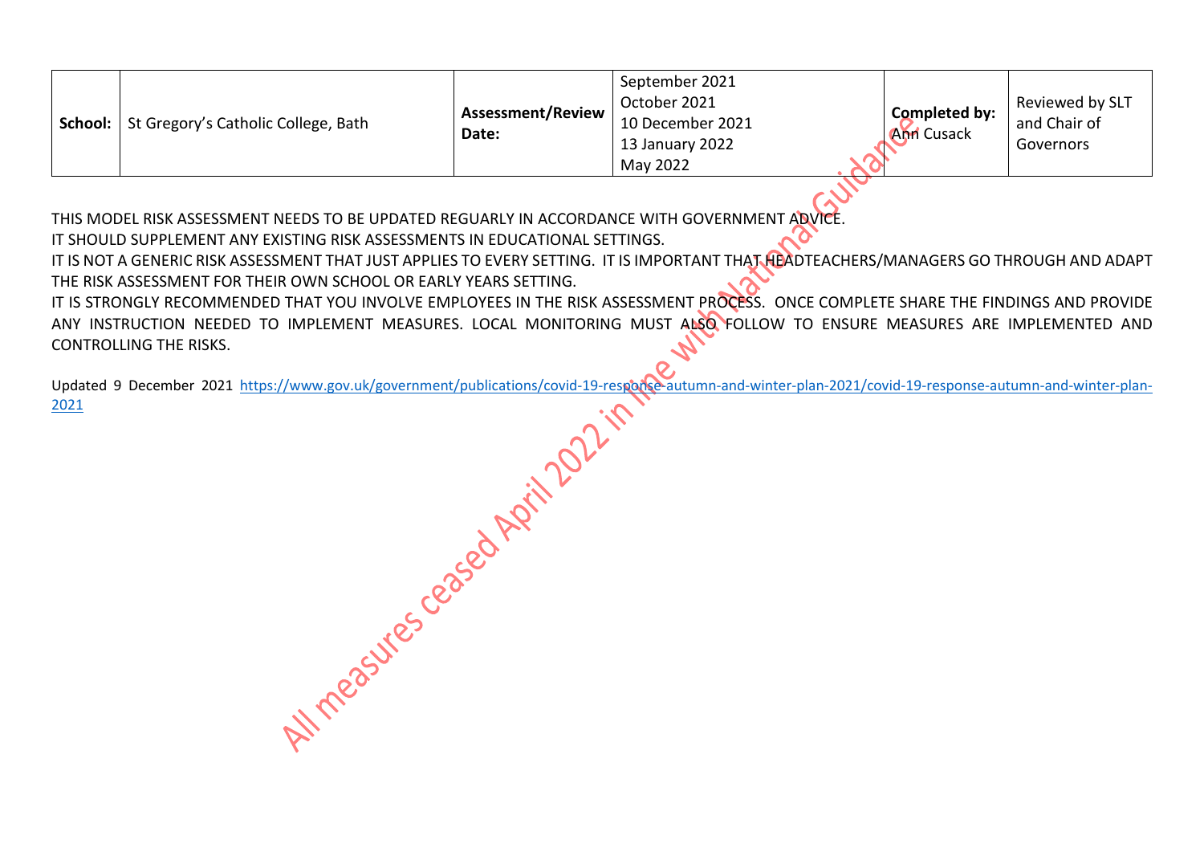| School: | St Gregory's Catholic College, Bath | Assessment/Review Date: | September 2021<br>October 2021<br>10 December 2021<br>13 January 2022<br>May 2022 | Completed by:<br>Ann Cusack | Reviewed by SLT and Chair of Governors |
|---|---|---|---|---|---|

All measures ceased April 2022 in line with National Guidance.

THIS MODEL RISK ASSESSMENT NEEDS TO BE UPDATED REGUARLY IN ACCORDANCE WITH GOVERNMENT ADVICE.

IT SHOULD SUPPLEMENT ANY EXISTING RISK ASSESSMENTS IN EDUCATIONAL SETTINGS.

IT IS NOT A GENERIC RISK ASSESSMENT THAT JUST APPLIES TO EVERY SETTING. IT IS IMPORTANT THAT HEADTEACHERS/MANAGERS GO THROUGH AND ADAPT THE RISK ASSESSMENT FOR THEIR OWN SCHOOL OR EARLY YEARS SETTING.

IT IS STRONGLY RECOMMENDED THAT YOU INVOLVE EMPLOYEES IN THE RISK ASSESSMENT PROCESS. ONCE COMPLETE SHARE THE FINDINGS AND PROVIDE ANY INSTRUCTION NEEDED TO IMPLEMENT MEASURES. LOCAL MONITORING MUST ALSO FOLLOW TO ENSURE MEASURES ARE IMPLEMENTED AND CONTROLLING THE RISKS.

Updated 9 December 2021 https://www.gov.uk/government/publications/covid-19-response-autumn-and-winter-plan-2021/covid-19-response-autumn-and-winter-plan-2021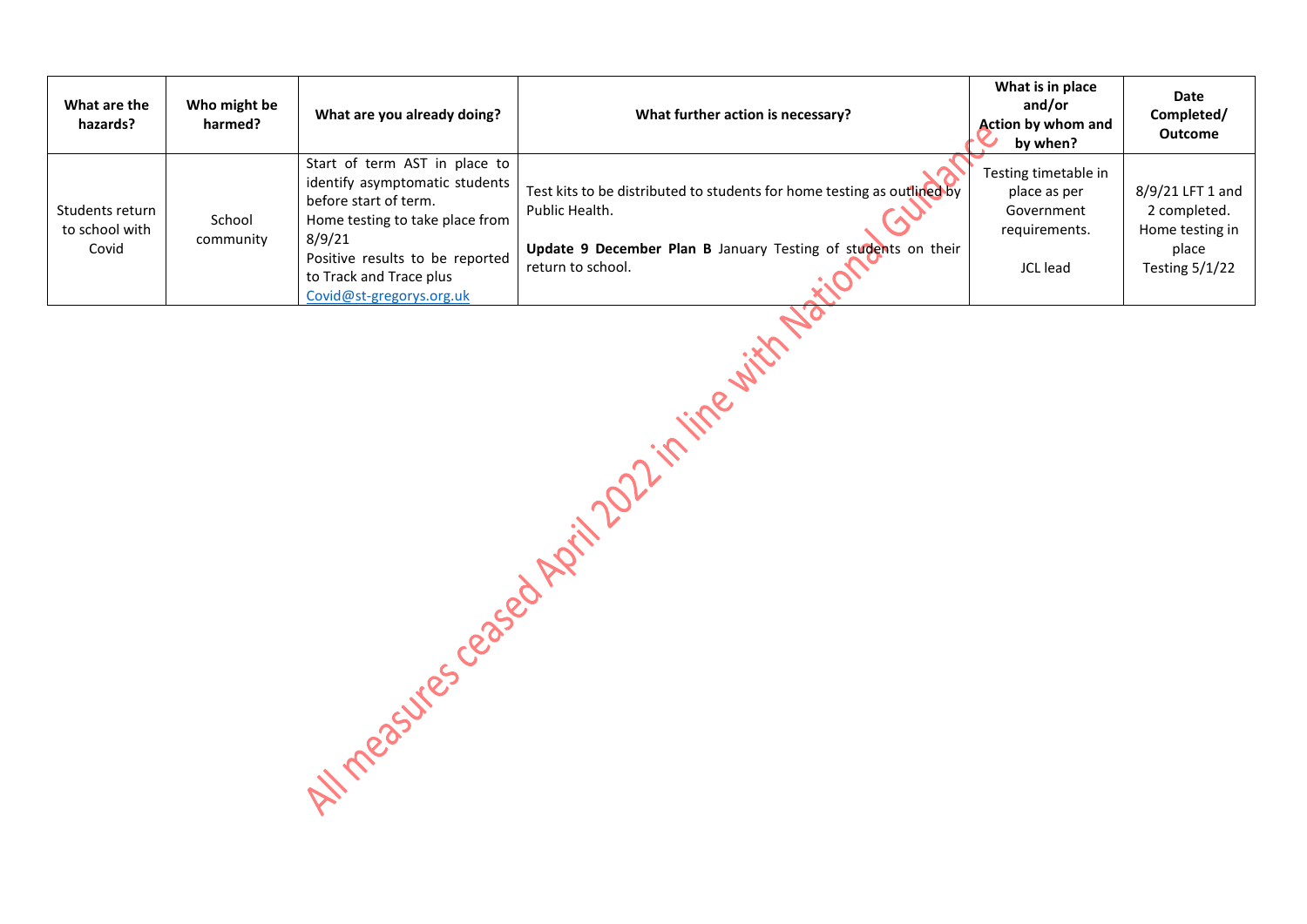| What are the hazards? | Who might be harmed? | What are you already doing? | What further action is necessary? | What is in place and/or Action by whom and by when? | Date Completed/ Outcome |
|---|---|---|---|---|---|
| Students return to school with Covid | School community | Start of term AST in place to identify asymptomatic students before start of term.<br>Home testing to take place from 8/9/21<br>Positive results to be reported to Track and Trace plus Covid@st-gregorys.org.uk | Test kits to be distributed to students for home testing as outlined by Public Health.<br><br>**Update 9 December Plan B** January Testing of students on their return to school. | Testing timetable in place as per Government requirements.<br><br>JCL lead | 8/9/21 LFT 1 and 2 completed. Home testing in place Testing 5/1/22 |

All measures ceased April 2022 in line with National Guidance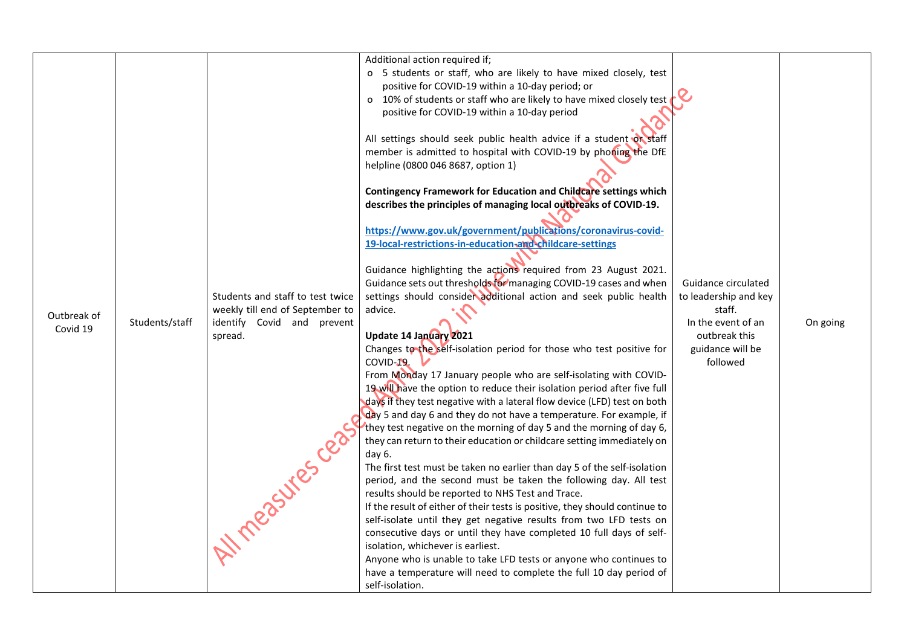| Outbreak of Covid 19 | Students/staff | Students and staff to test twice weekly till end of September to identify Covid and prevent spread. | Additional action required if;<br>o 5 students or staff, who are likely to have mixed closely, test positive for COVID-19 within a 10-day period; or<br>o 10% of students or staff who are likely to have mixed closely test positive for COVID-19 within a 10-day period<br><br>All settings should seek public health advice if a student or staff member is admitted to hospital with COVID-19 by phoning the DfE helpline (0800 046 8687, option 1)<br><br>**Contingency Framework for Education and Childcare settings which describes the principles of managing local outbreaks of COVID-19.**<br><br>**https://www.gov.uk/government/publications/coronavirus-covid-19-local-restrictions-in-education-and-childcare-settings**<br><br>Guidance highlighting the actions required from 23 August 2021. Guidance sets out thresholds for managing COVID-19 cases and when settings should consider additional action and seek public health advice.<br><br>**Update 14 January 2021**<br>Changes to the self-isolation period for those who test positive for COVID-19.<br>From Monday 17 January people who are self-isolating with COVID-19 will have the option to reduce their isolation period after five full days if they test negative with a lateral flow device (LFD) test on both day 5 and day 6 and they do not have a temperature. For example, if they test negative on the morning of day 5 and the morning of day 6, they can return to their education or childcare setting immediately on day 6.<br>The first test must be taken no earlier than day 5 of the self-isolation period, and the second must be taken the following day. All test results should be reported to NHS Test and Trace.<br>If the result of either of their tests is positive, they should continue to self-isolate until they get negative results from two LFD tests on consecutive days or until they have completed 10 full days of self-isolation, whichever is earliest.<br>Anyone who is unable to take LFD tests or anyone who continues to have a temperature will need to complete the full 10 day period of self-isolation. | Guidance circulated to leadership and key staff.<br>In the event of an outbreak this guidance will be followed | On going |
|---|---|---|---|---|---|

All measures ceased April 2022 in line with National Guidance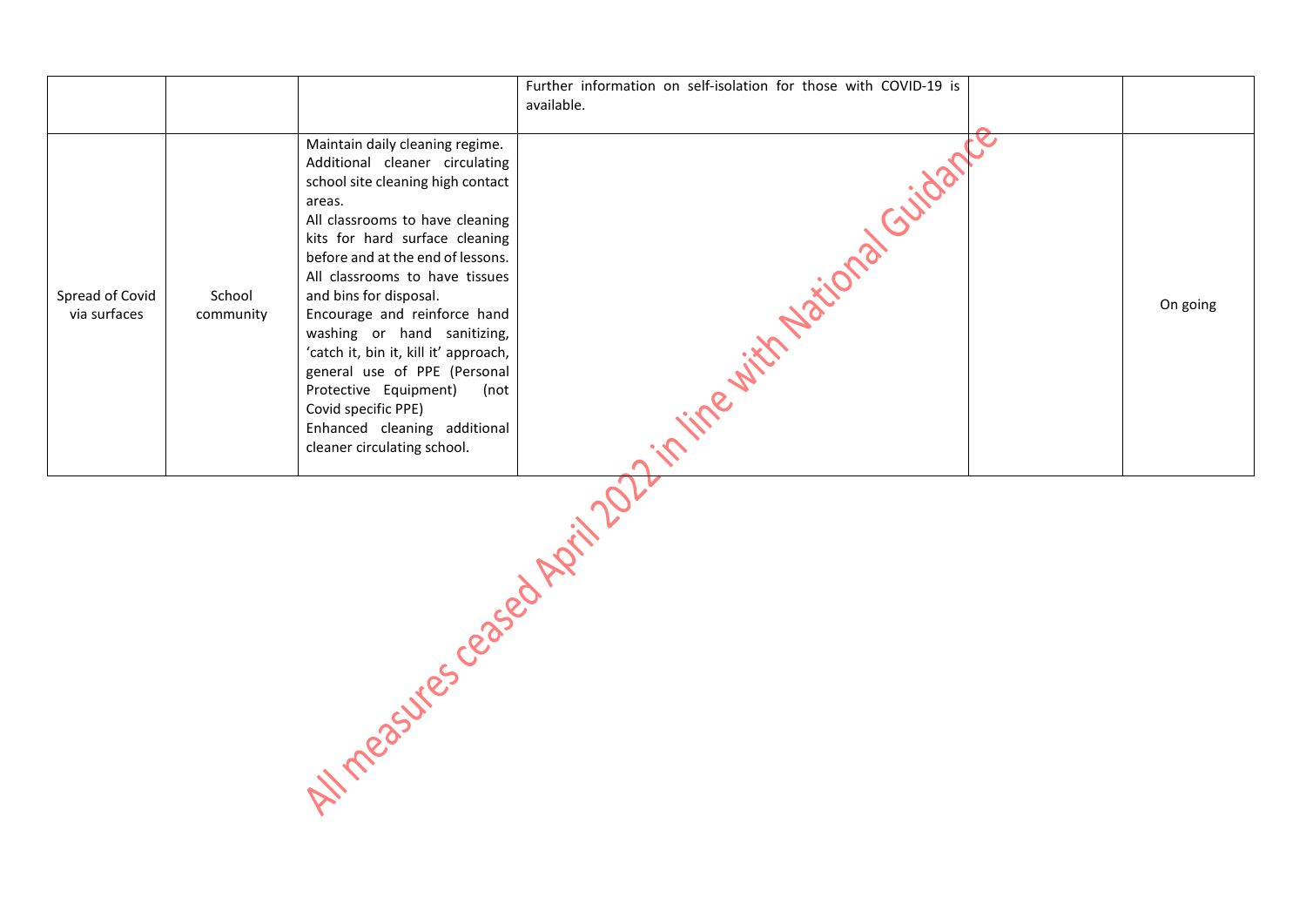| | | | | | |
|---|---|---|---|---|---|
| | | | Further information on self-isolation for those with COVID-19 is available. | | |
| Spread of Covid via surfaces | School community | Maintain daily cleaning regime. Additional cleaner circulating school site cleaning high contact areas. All classrooms to have cleaning kits for hard surface cleaning before and at the end of lessons. All classrooms to have tissues and bins for disposal. Encourage and reinforce hand washing or hand sanitizing, 'catch it, bin it, kill it' approach, general use of PPE (Personal Protective Equipment) (not Covid specific PPE) Enhanced cleaning additional cleaner circulating school. | | | On going |

All measures ceased April 2022 in line with National Guidance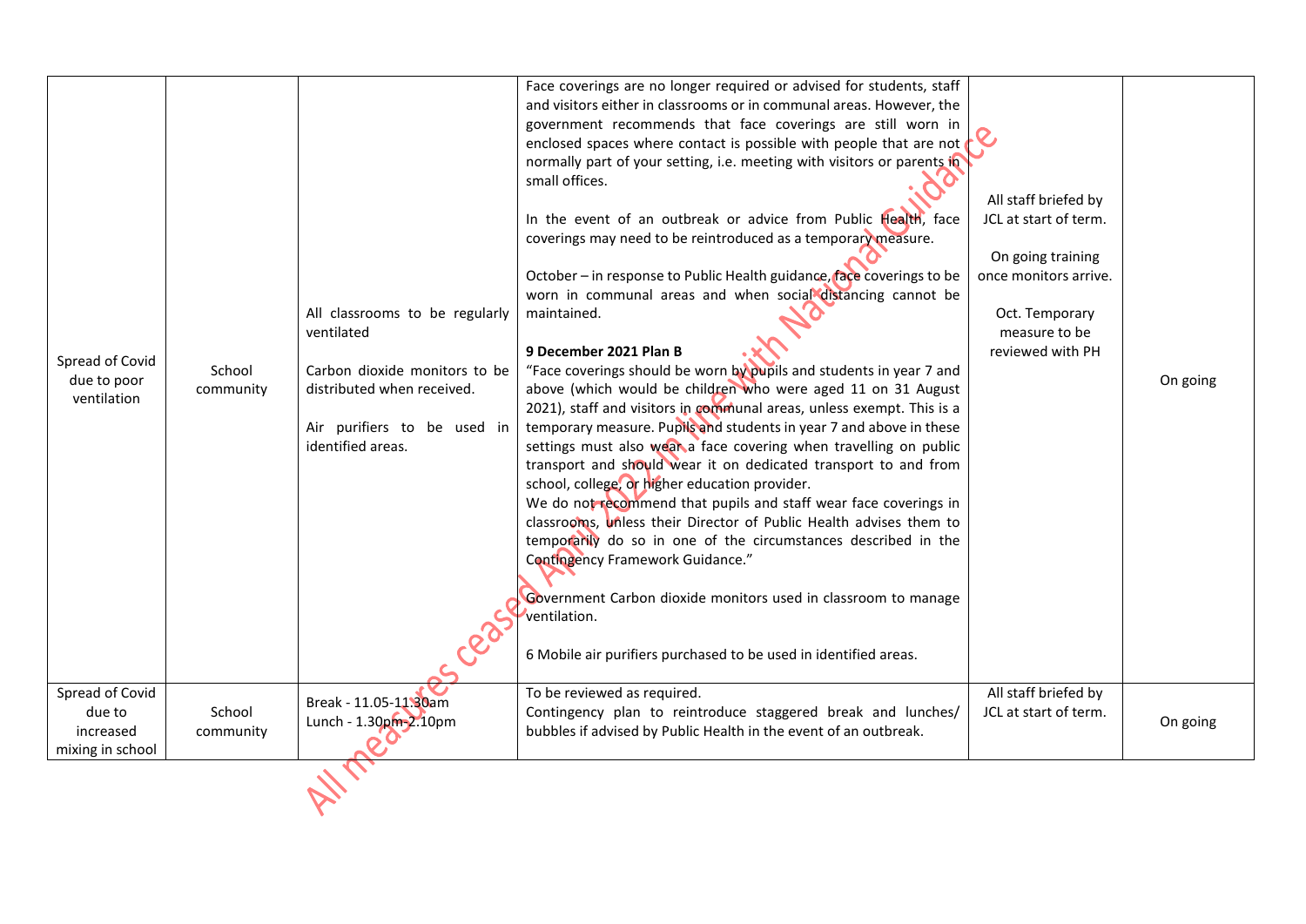| Spread of Covid due to poor ventilation | School community | All classrooms to be regularly ventilated<br><br>Carbon dioxide monitors to be distributed when received.<br><br>Air purifiers to be used in identified areas. | Face coverings are no longer required or advised for students, staff and visitors either in classrooms or in communal areas. However, the government recommends that face coverings are still worn in enclosed spaces where contact is possible with people that are not normally part of your setting, i.e. meeting with visitors or parents in small offices.<br><br>In the event of an outbreak or advice from Public Health, face coverings may need to be reintroduced as a temporary measure.<br><br>October – in response to Public Health guidance, face coverings to be worn in communal areas and when social distancing cannot be maintained.<br><br>**9 December 2021 Plan B**<br>"Face coverings should be worn by pupils and students in year 7 and above (which would be children who were aged 11 on 31 August 2021), staff and visitors in communal areas, unless exempt. This is a temporary measure. Pupils and students in year 7 and above in these settings must also wear a face covering when travelling on public transport and should wear it on dedicated transport to and from school, college, or higher education provider.<br>We do not recommend that pupils and staff wear face coverings in classrooms, unless their Director of Public Health advises them to temporarily do so in one of the circumstances described in the Contingency Framework Guidance."<br><br>Government Carbon dioxide monitors used in classroom to manage ventilation.<br><br>6 Mobile air purifiers purchased to be used in identified areas. | All staff briefed by JCL at start of term.<br><br>On going training once monitors arrive.<br><br>Oct. Temporary measure to be reviewed with PH | On going |
|---|---|---|---|---|---|
| Spread of Covid due to increased mixing in school | School community | Break - 11.05-11.30am<br>Lunch - 1.30pm-2.10pm | To be reviewed as required.<br>Contingency plan to reintroduce staggered break and lunches/ bubbles if advised by Public Health in the event of an outbreak. | All staff briefed by JCL at start of term. | On going |

All measures ceased April 2022 in line with National Guidance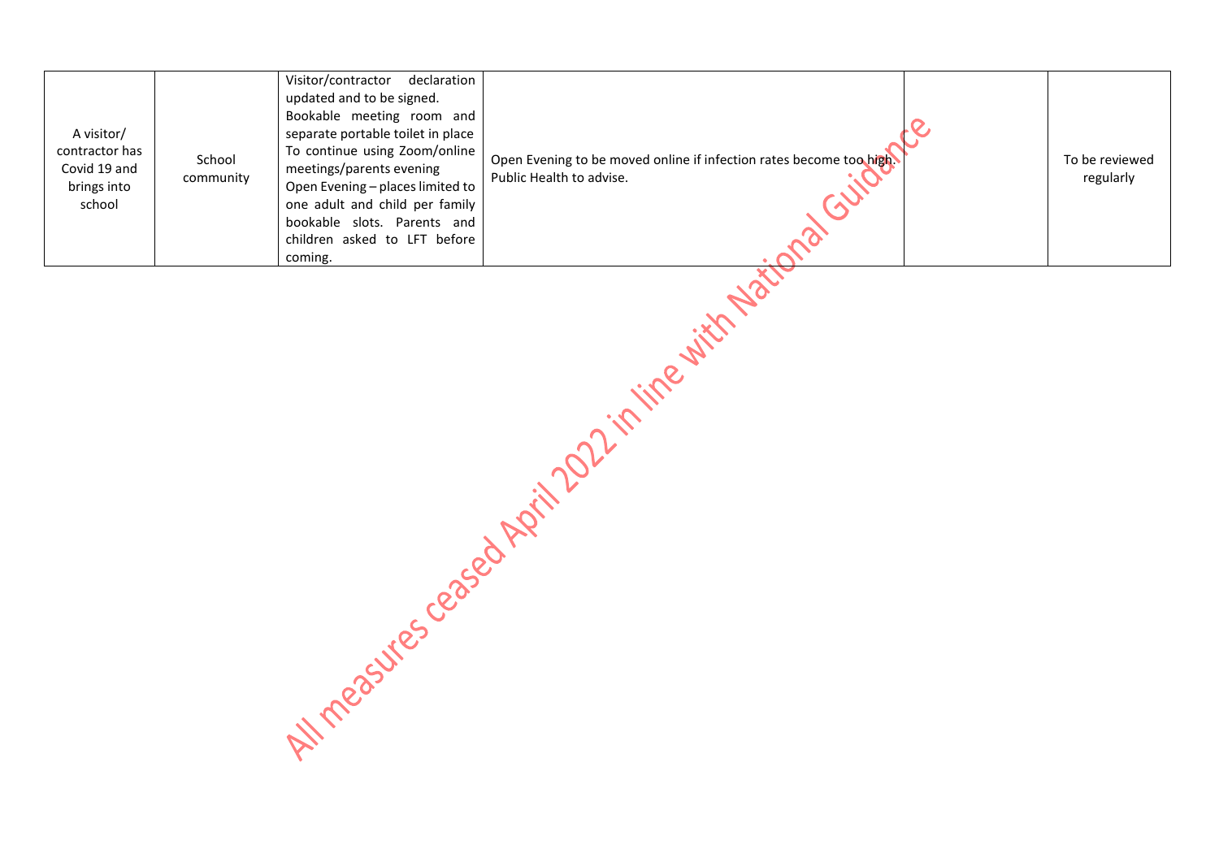| | | | | | |
|---|---|---|---|---|---|
| A visitor/ contractor has Covid 19 and brings into school | School community | Visitor/contractor declaration updated and to be signed. Bookable meeting room and separate portable toilet in place To continue using Zoom/online meetings/parents evening Open Evening – places limited to one adult and child per family bookable slots. Parents and children asked to LFT before coming. | Open Evening to be moved online if infection rates become too high. Public Health to advise. | | To be reviewed regularly |

All measures ceased April 2022 in line with National Guidance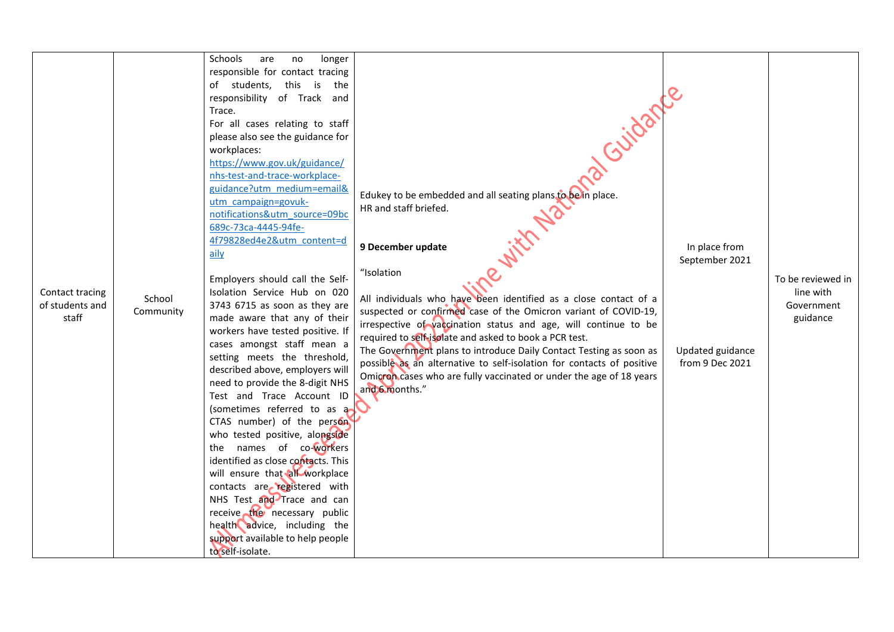| | | | | | |
|---|---|---|---|---|---|
| Contact tracing of students and staff | School Community | Schools are no longer responsible for contact tracing of students, this is the responsibility of Track and Trace.<br>For all cases relating to staff please also see the guidance for workplaces:<br>[https://www.gov.uk/guidance/nhs-test-and-trace-workplace-guidance?utm_medium=email&utm_campaign=govuk-notifications&utm_source=09bc689c-73ca-4445-94fe-4f79828ed4e2&utm_content=daily](https://www.gov.uk/guidance/nhs-test-and-trace-workplace-guidance?utm_medium=email&utm_campaign=govuk-notifications&utm_source=09bc689c-73ca-4445-94fe-4f79828ed4e2&utm_content=daily)<br><br>Employers should call the Self-Isolation Service Hub on 020 3743 6715 as soon as they are made aware that any of their workers have tested positive. If cases amongst staff mean a setting meets the threshold, described above, employers will need to provide the 8-digit NHS Test and Trace Account ID (sometimes referred to as a CTAS number) of the person who tested positive, alongside the names of co-workers identified as close contacts. This will ensure that all workplace contacts are registered with NHS Test and Trace and can receive the necessary public health advice, including the support available to help people to self-isolate. | Edukey to be embedded and all seating plans to be in place.<br>HR and staff briefed.<br><br>**9 December update**<br><br>"Isolation<br><br>All individuals who have been identified as a close contact of a suspected or confirmed case of the Omicron variant of COVID-19, irrespective of vaccination status and age, will continue to be required to self-isolate and asked to book a PCR test.<br>The Government plans to introduce Daily Contact Testing as soon as possible as an alternative to self-isolation for contacts of positive Omicron cases who are fully vaccinated or under the age of 18 years and 6 months." | In place from September 2021<br><br>Updated guidance from 9 Dec 2021 | To be reviewed in line with Government guidance |

All measures ceased April 2022 in line with National Guidance